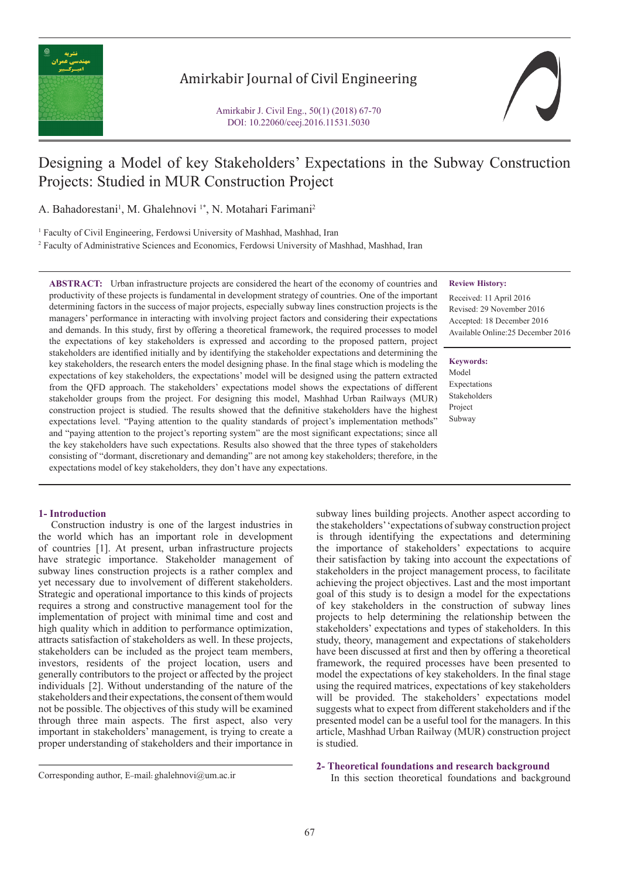Amirkabir Journal of Civil Engineering

Amirkabir J. Civil Eng., 50(1) (2018) 67-70
DOI: 10.22060/ceej.2016.11531.5030

# Designing a Model of key Stakeholders' Expectations in the Subway Construction Projects: Studied in MUR Construction Project

A. Bahadorestani[1], M. Ghalehnovi [1*], N. Motahari Farimani[2]

[1] Faculty of Civil Engineering, Ferdowsi University of Mashhad, Mashhad, Iran

[2] Faculty of Administrative Sciences and Economics, Ferdowsi University of Mashhad, Mashhad, Iran

**ABSTRACT:** Urban infrastructure projects are considered the heart of the economy of countries and productivity of these projects is fundamental in development strategy of countries. One of the important determining factors in the success of major projects, especially subway lines construction projects is the managers' performance in interacting with involving project factors and considering their expectations and demands. In this study, first by offering a theoretical framework, the required processes to model the expectations of key stakeholders is expressed and according to the proposed pattern, project stakeholders are identified initially and by identifying the stakeholder expectations and determining the key stakeholders, the research enters the model designing phase. In the final stage which is modeling the expectations of key stakeholders, the expectations' model will be designed using the pattern extracted from the QFD approach. The stakeholders' expectations model shows the expectations of different stakeholder groups from the project. For designing this model, Mashhad Urban Railways (MUR) construction project is studied. The results showed that the definitive stakeholders have the highest expectations level. "Paying attention to the quality standards of project's implementation methods" and "paying attention to the project's reporting system" are the most significant expectations; since all the key stakeholders have such expectations. Results also showed that the three types of stakeholders consisting of "dormant, discretionary and demanding" are not among key stakeholders; therefore, in the expectations model of key stakeholders, they don't have any expectations.

**Review History:**

Received: 11 April 2016
Revised: 29 November 2016
Accepted: 18 December 2016
Available Online:25 December 2016

**Keywords:**

Model
Expectations
Stakeholders
Project
Subway

## 1- Introduction

Construction industry is one of the largest industries in the world which has an important role in development of countries [1]. At present, urban infrastructure projects have strategic importance. Stakeholder management of subway lines construction projects is a rather complex and yet necessary due to involvement of different stakeholders. Strategic and operational importance to this kinds of projects requires a strong and constructive management tool for the implementation of project with minimal time and cost and high quality which in addition to performance optimization, attracts satisfaction of stakeholders as well. In these projects, stakeholders can be included as the project team members, investors, residents of the project location, users and generally contributors to the project or affected by the project individuals [2]. Without understanding of the nature of the stakeholders and their expectations, the consent of them would not be possible. The objectives of this study will be examined through three main aspects. The first aspect, also very important in stakeholders' management, is trying to create a proper understanding of stakeholders and their importance in subway lines building projects. Another aspect according to the stakeholders' 'expectations of subway construction project is through identifying the expectations and determining the importance of stakeholders' expectations to acquire their satisfaction by taking into account the expectations of stakeholders in the project management process, to facilitate achieving the project objectives. Last and the most important goal of this study is to design a model for the expectations of key stakeholders in the construction of subway lines projects to help determining the relationship between the stakeholders' expectations and types of stakeholders. In this study, theory, management and expectations of stakeholders have been discussed at first and then by offering a theoretical framework, the required processes have been presented to model the expectations of key stakeholders. In the final stage using the required matrices, expectations of key stakeholders will be provided. The stakeholders' expectations model suggests what to expect from different stakeholders and if the presented model can be a useful tool for the managers. In this article, Mashhad Urban Railway (MUR) construction project is studied.

## 2- Theoretical foundations and research background

In this section theoretical foundations and background

Corresponding author, E-mail: ghalehnovi@um.ac.ir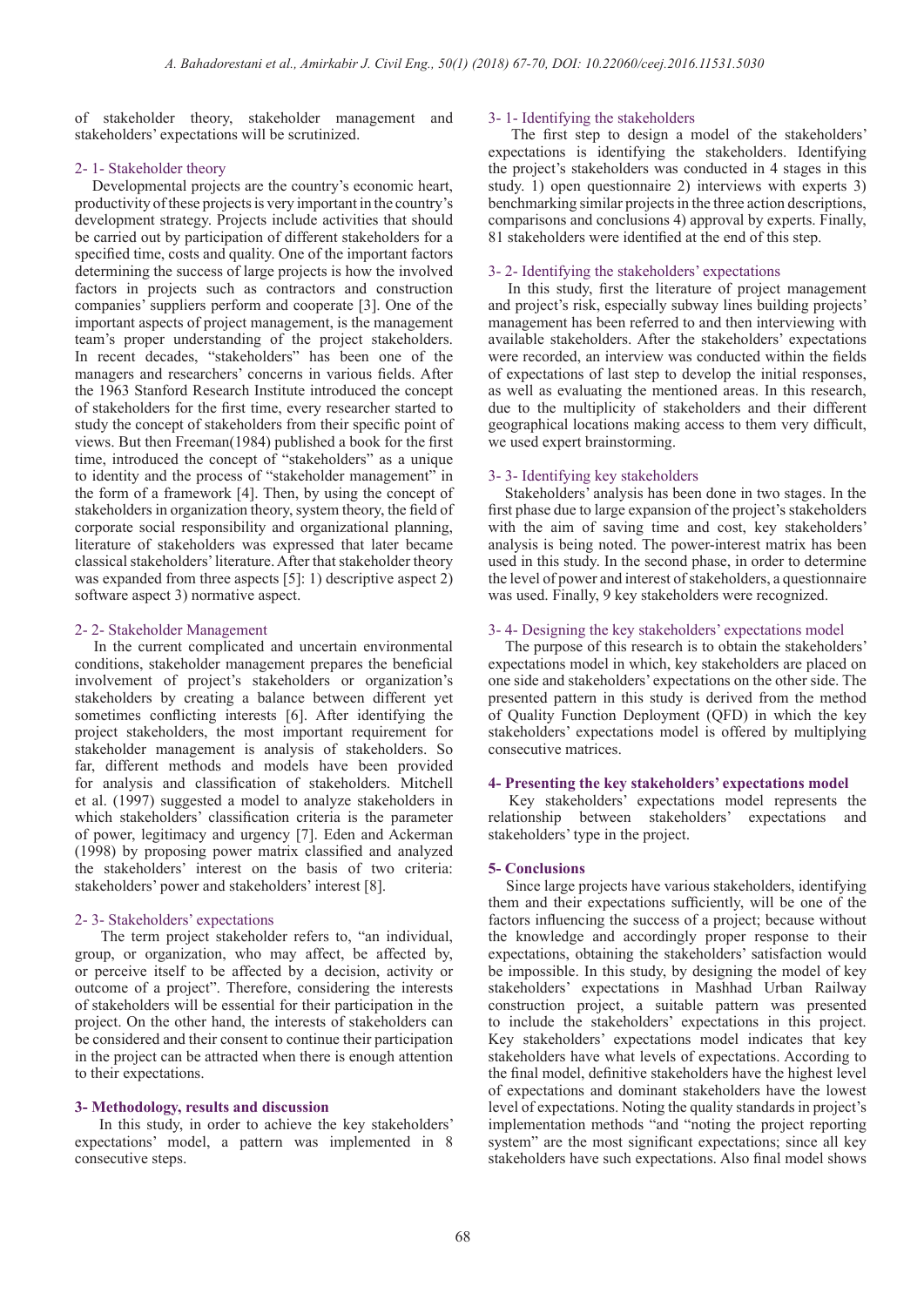of stakeholder theory, stakeholder management and stakeholders' expectations will be scrutinized.

### 2- 1- Stakeholder theory

Developmental projects are the country's economic heart, productivity of these projects is very important in the country's development strategy. Projects include activities that should be carried out by participation of different stakeholders for a specified time, costs and quality. One of the important factors determining the success of large projects is how the involved factors in projects such as contractors and construction companies' suppliers perform and cooperate [3]. One of the important aspects of project management, is the management team's proper understanding of the project stakeholders. In recent decades, "stakeholders" has been one of the managers and researchers' concerns in various fields. After the 1963 Stanford Research Institute introduced the concept of stakeholders for the first time, every researcher started to study the concept of stakeholders from their specific point of views. But then Freeman(1984) published a book for the first time, introduced the concept of "stakeholders" as a unique to identity and the process of "stakeholder management" in the form of a framework [4]. Then, by using the concept of stakeholders in organization theory, system theory, the field of corporate social responsibility and organizational planning, literature of stakeholders was expressed that later became classical stakeholders' literature. After that stakeholder theory was expanded from three aspects [5]: 1) descriptive aspect 2) software aspect 3) normative aspect.

### 2- 2- Stakeholder Management

In the current complicated and uncertain environmental conditions, stakeholder management prepares the beneficial involvement of project's stakeholders or organization's stakeholders by creating a balance between different yet sometimes conflicting interests [6]. After identifying the project stakeholders, the most important requirement for stakeholder management is analysis of stakeholders. So far, different methods and models have been provided for analysis and classification of stakeholders. Mitchell et al. (1997) suggested a model to analyze stakeholders in which stakeholders' classification criteria is the parameter of power, legitimacy and urgency [7]. Eden and Ackerman (1998) by proposing power matrix classified and analyzed the stakeholders' interest on the basis of two criteria: stakeholders' power and stakeholders' interest [8].

### 2- 3- Stakeholders' expectations

The term project stakeholder refers to, "an individual, group, or organization, who may affect, be affected by, or perceive itself to be affected by a decision, activity or outcome of a project". Therefore, considering the interests of stakeholders will be essential for their participation in the project. On the other hand, the interests of stakeholders can be considered and their consent to continue their participation in the project can be attracted when there is enough attention to their expectations.

## 3- Methodology, results and discussion

In this study, in order to achieve the key stakeholders' expectations' model, a pattern was implemented in 8 consecutive steps.

### 3- 1- Identifying the stakeholders

The first step to design a model of the stakeholders' expectations is identifying the stakeholders. Identifying the project's stakeholders was conducted in 4 stages in this study. 1) open questionnaire 2) interviews with experts 3) benchmarking similar projects in the three action descriptions, comparisons and conclusions 4) approval by experts. Finally, 81 stakeholders were identified at the end of this step.

### 3- 2- Identifying the stakeholders' expectations

In this study, first the literature of project management and project's risk, especially subway lines building projects' management has been referred to and then interviewing with available stakeholders. After the stakeholders' expectations were recorded, an interview was conducted within the fields of expectations of last step to develop the initial responses, as well as evaluating the mentioned areas. In this research, due to the multiplicity of stakeholders and their different geographical locations making access to them very difficult, we used expert brainstorming.

### 3- 3- Identifying key stakeholders

Stakeholders' analysis has been done in two stages. In the first phase due to large expansion of the project's stakeholders with the aim of saving time and cost, key stakeholders' analysis is being noted. The power-interest matrix has been used in this study. In the second phase, in order to determine the level of power and interest of stakeholders, a questionnaire was used. Finally, 9 key stakeholders were recognized.

### 3- 4- Designing the key stakeholders' expectations model

The purpose of this research is to obtain the stakeholders' expectations model in which, key stakeholders are placed on one side and stakeholders' expectations on the other side. The presented pattern in this study is derived from the method of Quality Function Deployment (QFD) in which the key stakeholders' expectations model is offered by multiplying consecutive matrices.

## 4- Presenting the key stakeholders' expectations model

Key stakeholders' expectations model represents the relationship between stakeholders' expectations and stakeholders' type in the project.

## 5- Conclusions

Since large projects have various stakeholders, identifying them and their expectations sufficiently, will be one of the factors influencing the success of a project; because without the knowledge and accordingly proper response to their expectations, obtaining the stakeholders' satisfaction would be impossible. In this study, by designing the model of key stakeholders' expectations in Mashhad Urban Railway construction project, a suitable pattern was presented to include the stakeholders' expectations in this project. Key stakeholders' expectations model indicates that key stakeholders have what levels of expectations. According to the final model, definitive stakeholders have the highest level of expectations and dominant stakeholders have the lowest level of expectations. Noting the quality standards in project's implementation methods "and "noting the project reporting system" are the most significant expectations; since all key stakeholders have such expectations. Also final model shows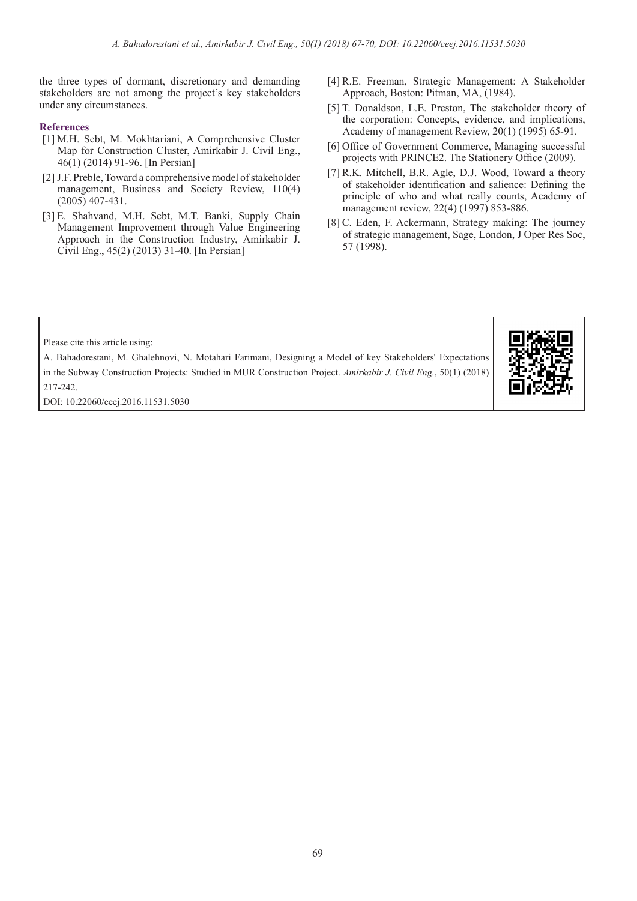the three types of dormant, discretionary and demanding stakeholders are not among the project's key stakeholders under any circumstances.

### References

[1] M.H. Sebt, M. Mokhtariani, A Comprehensive Cluster Map for Construction Cluster, Amirkabir J. Civil Eng., 46(1) (2014) 91-96. [In Persian]

[2] J.F. Preble, Toward a comprehensive model of stakeholder management, Business and Society Review, 110(4) (2005) 407-431.

[3] E. Shahvand, M.H. Sebt, M.T. Banki, Supply Chain Management Improvement through Value Engineering Approach in the Construction Industry, Amirkabir J. Civil Eng., 45(2) (2013) 31-40. [In Persian]

[4] R.E. Freeman, Strategic Management: A Stakeholder Approach, Boston: Pitman, MA, (1984).

[5] T. Donaldson, L.E. Preston, The stakeholder theory of the corporation: Concepts, evidence, and implications, Academy of management Review, 20(1) (1995) 65-91.

[6] Office of Government Commerce, Managing successful projects with PRINCE2. The Stationery Office (2009).

[7] R.K. Mitchell, B.R. Agle, D.J. Wood, Toward a theory of stakeholder identification and salience: Defining the principle of who and what really counts, Academy of management review, 22(4) (1997) 853-886.

[8] C. Eden, F. Ackermann, Strategy making: The journey of strategic management, Sage, London, J Oper Res Soc, 57 (1998).

Please cite this article using:

A. Bahadorestani, M. Ghalehnovi, N. Motahari Farimani, Designing a Model of key Stakeholders' Expectations in the Subway Construction Projects: Studied in MUR Construction Project. *Amirkabir J. Civil Eng.*, 50(1) (2018) 217-242.

DOI: 10.22060/ceej.2016.11531.5030